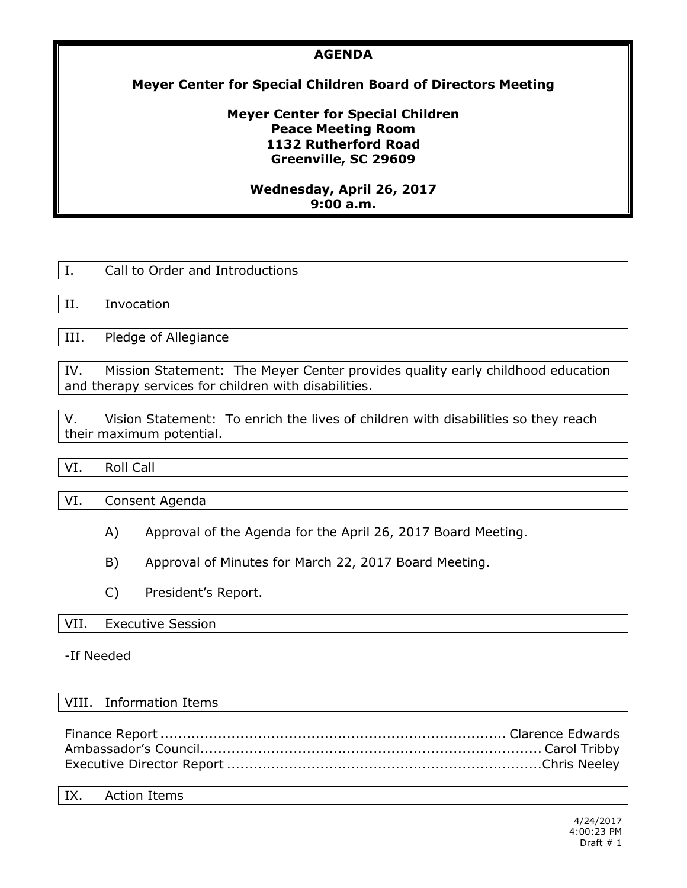# AGENDA

## Meyer Center for Special Children Board of Directors Meeting

**Meyer Center for Special Children**
**Peace Meeting Room**
**1132 Rutherford Road**
**Greenville, SC 29609**

**Wednesday, April 26, 2017**
**9:00 a.m.**

I. Call to Order and Introductions

II. Invocation

III. Pledge of Allegiance

IV. Mission Statement: The Meyer Center provides quality early childhood education and therapy services for children with disabilities.

V. Vision Statement: To enrich the lives of children with disabilities so they reach their maximum potential.

VI. Roll Call

VI. Consent Agenda

A) Approval of the Agenda for the April 26, 2017 Board Meeting.

B) Approval of Minutes for March 22, 2017 Board Meeting.

C) President's Report.

VII. Executive Session

-If Needed

VIII. Information Items

Finance Report ............................................................................ Clarence Edwards
Ambassador's Council............................................................................ Carol Tribby
Executive Director Report ......................................................................Chris Neeley

IX. Action Items

4/24/2017
4:00:23 PM
Draft # 1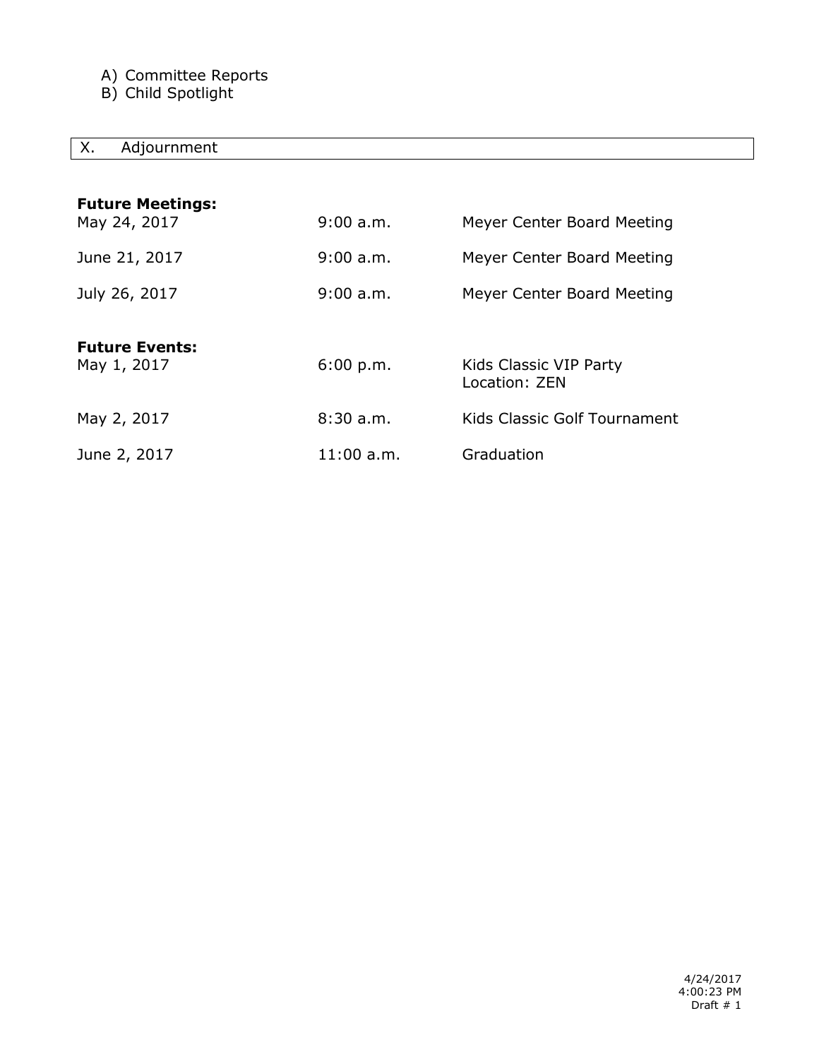A) Committee Reports
B) Child Spotlight

X. Adjournment

**Future Meetings:**

| | | |
|---|---|---|
| May 24, 2017 | 9:00 a.m. | Meyer Center Board Meeting |
| June 21, 2017 | 9:00 a.m. | Meyer Center Board Meeting |
| July 26, 2017 | 9:00 a.m. | Meyer Center Board Meeting |

**Future Events:**

| | | |
|---|---|---|
| May 1, 2017 | 6:00 p.m. | Kids Classic VIP Party<br>Location: ZEN |
| May 2, 2017 | 8:30 a.m. | Kids Classic Golf Tournament |
| June 2, 2017 | 11:00 a.m. | Graduation |

4/24/2017
4:00:23 PM
Draft # 1